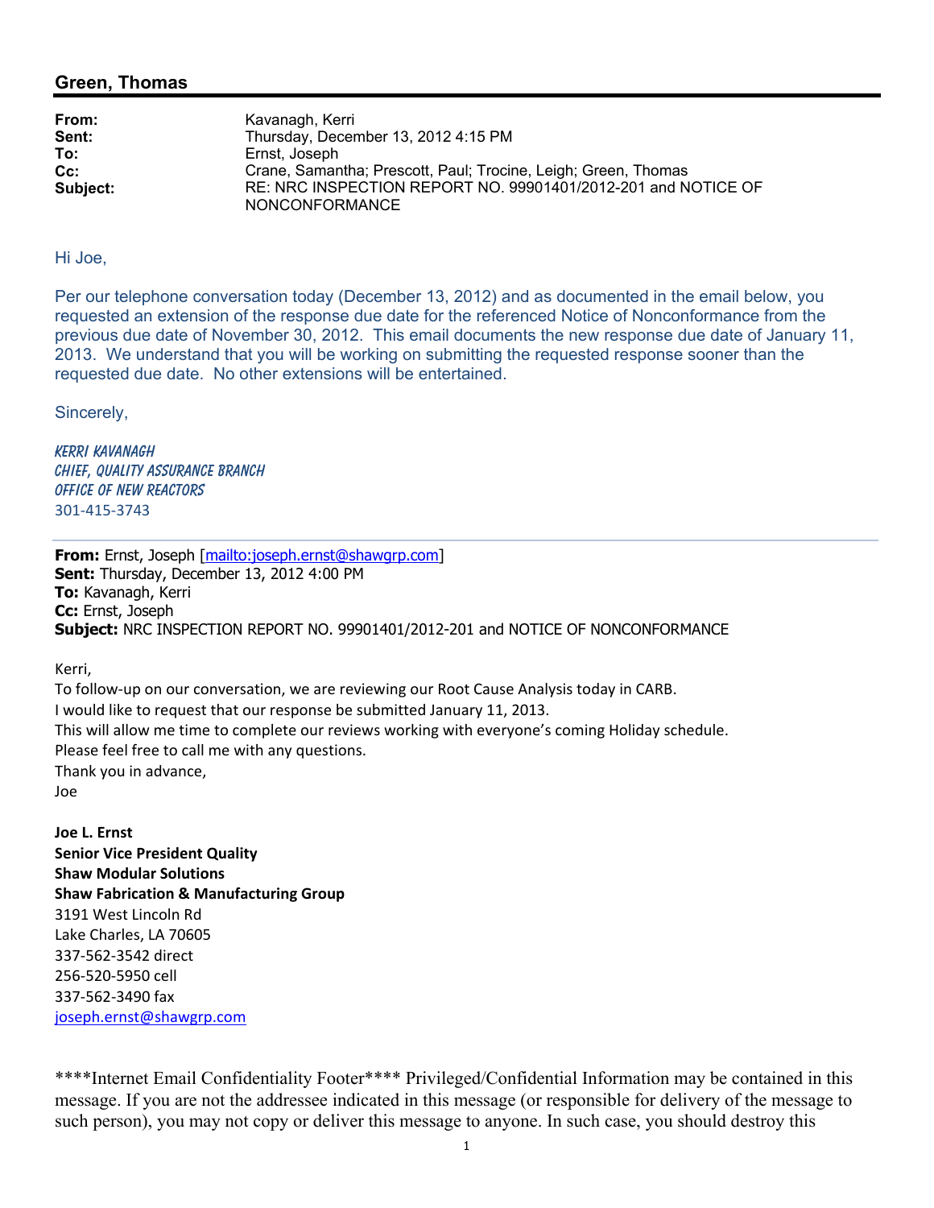## Green, Thomas

| | |
|---|---|
| **From:** | Kavanagh, Kerri |
| **Sent:** | Thursday, December 13, 2012 4:15 PM |
| **To:** | Ernst, Joseph |
| **Cc:** | Crane, Samantha; Prescott, Paul; Trocine, Leigh; Green, Thomas |
| **Subject:** | RE: NRC INSPECTION REPORT NO. 99901401/2012-201 and NOTICE OF NONCONFORMANCE |

Hi Joe,

Per our telephone conversation today (December 13, 2012) and as documented in the email below, you requested an extension of the response due date for the referenced Notice of Nonconformance from the previous due date of November 30, 2012. This email documents the new response due date of January 11, 2013. We understand that you will be working on submitting the requested response sooner than the requested due date. No other extensions will be entertained.

Sincerely,

*Kerri Kavanagh*
*Chief, Quality Assurance Branch*
*Office of New Reactors*
301-415-3743

---

**From:** Ernst, Joseph [mailto:joseph.ernst@shawgrp.com]
**Sent:** Thursday, December 13, 2012 4:00 PM
**To:** Kavanagh, Kerri
**Cc:** Ernst, Joseph
**Subject:** NRC INSPECTION REPORT NO. 99901401/2012-201 and NOTICE OF NONCONFORMANCE

Kerri,
To follow-up on our conversation, we are reviewing our Root Cause Analysis today in CARB.
I would like to request that our response be submitted January 11, 2013.
This will allow me time to complete our reviews working with everyone's coming Holiday schedule.
Please feel free to call me with any questions.
Thank you in advance,
Joe

**Joe L. Ernst**
**Senior Vice President Quality**
**Shaw Modular Solutions**
**Shaw Fabrication & Manufacturing Group**
3191 West Lincoln Rd
Lake Charles, LA 70605
337-562-3542 direct
256-520-5950 cell
337-562-3490 fax
joseph.ernst@shawgrp.com

****Internet Email Confidentiality Footer**** Privileged/Confidential Information may be contained in this message. If you are not the addressee indicated in this message (or responsible for delivery of the message to such person), you may not copy or deliver this message to anyone. In such case, you should destroy this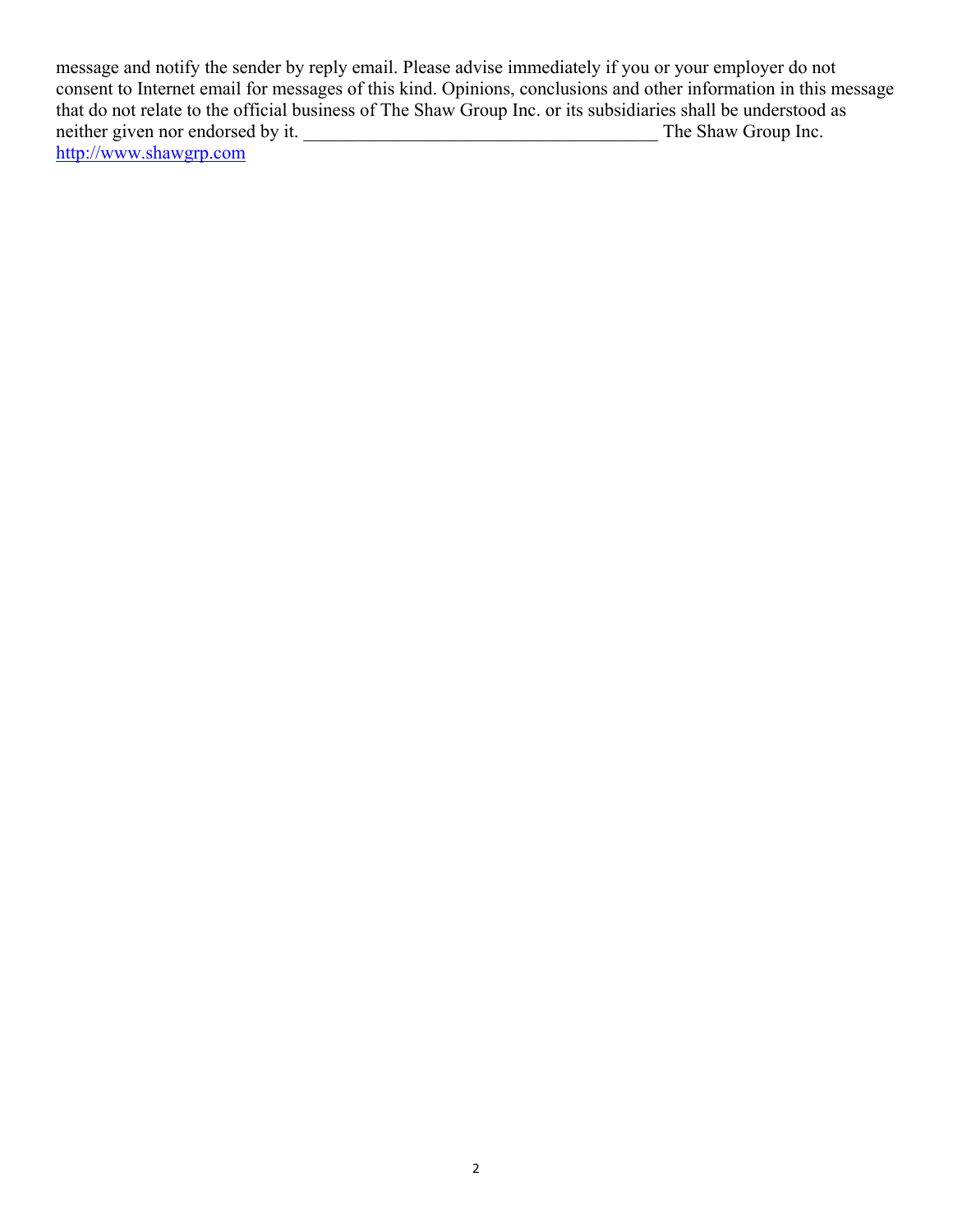message and notify the sender by reply email. Please advise immediately if you or your employer do not consent to Internet email for messages of this kind. Opinions, conclusions and other information in this message that do not relate to the official business of The Shaw Group Inc. or its subsidiaries shall be understood as neither given nor endorsed by it. _______________________________________ The Shaw Group Inc. http://www.shawgrp.com